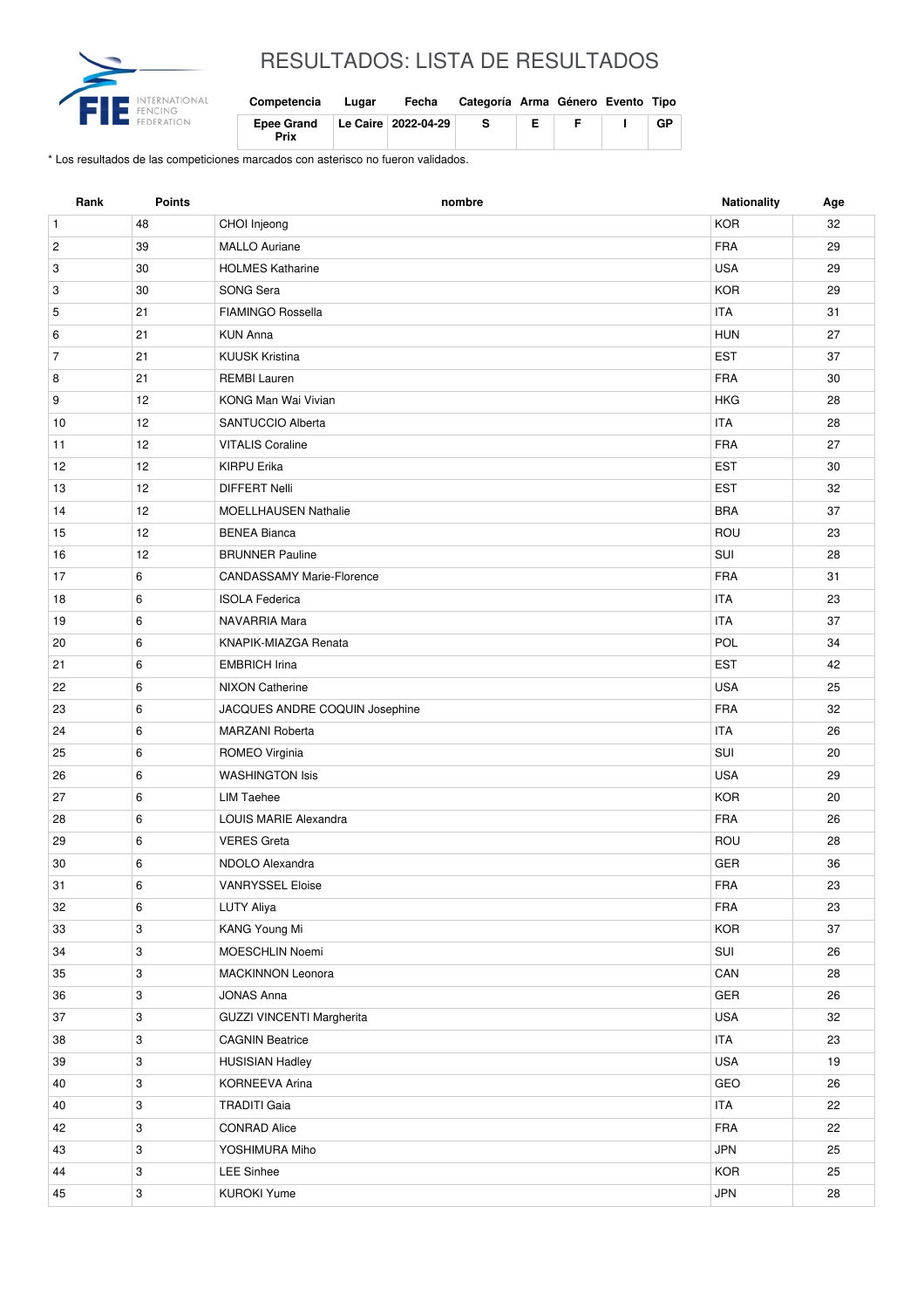# RESULTADOS: LISTA DE RESULTADOS

| Competencia | Lugar | Fecha | Categoría | Arma | Género | Evento | Tipo |
|---|---|---|---|---|---|---|---|
| Epee Grand Prix | Le Caire | 2022-04-29 | S | E | F | I | GP |

* Los resultados de las competiciones marcados con asterisco no fueron validados.

| Rank | Points | nombre | Nationality | Age |
|---|---|---|---|---|
| 1 | 48 | CHOI Injeong | KOR | 32 |
| 2 | 39 | MALLO Auriane | FRA | 29 |
| 3 | 30 | HOLMES Katharine | USA | 29 |
| 3 | 30 | SONG Sera | KOR | 29 |
| 5 | 21 | FIAMINGO Rossella | ITA | 31 |
| 6 | 21 | KUN Anna | HUN | 27 |
| 7 | 21 | KUUSK Kristina | EST | 37 |
| 8 | 21 | REMBI Lauren | FRA | 30 |
| 9 | 12 | KONG Man Wai Vivian | HKG | 28 |
| 10 | 12 | SANTUCCIO Alberta | ITA | 28 |
| 11 | 12 | VITALIS Coraline | FRA | 27 |
| 12 | 12 | KIRPU Erika | EST | 30 |
| 13 | 12 | DIFFERT Nelli | EST | 32 |
| 14 | 12 | MOELLHAUSEN Nathalie | BRA | 37 |
| 15 | 12 | BENEA Bianca | ROU | 23 |
| 16 | 12 | BRUNNER Pauline | SUI | 28 |
| 17 | 6 | CANDASSAMY Marie-Florence | FRA | 31 |
| 18 | 6 | ISOLA Federica | ITA | 23 |
| 19 | 6 | NAVARRIA Mara | ITA | 37 |
| 20 | 6 | KNAPIK-MIAZGA Renata | POL | 34 |
| 21 | 6 | EMBRICH Irina | EST | 42 |
| 22 | 6 | NIXON Catherine | USA | 25 |
| 23 | 6 | JACQUES ANDRE COQUIN Josephine | FRA | 32 |
| 24 | 6 | MARZANI Roberta | ITA | 26 |
| 25 | 6 | ROMEO Virginia | SUI | 20 |
| 26 | 6 | WASHINGTON Isis | USA | 29 |
| 27 | 6 | LIM Taehee | KOR | 20 |
| 28 | 6 | LOUIS MARIE Alexandra | FRA | 26 |
| 29 | 6 | VERES Greta | ROU | 28 |
| 30 | 6 | NDOLO Alexandra | GER | 36 |
| 31 | 6 | VANRYSSEL Eloise | FRA | 23 |
| 32 | 6 | LUTY Aliya | FRA | 23 |
| 33 | 3 | KANG Young Mi | KOR | 37 |
| 34 | 3 | MOESCHLIN Noemi | SUI | 26 |
| 35 | 3 | MACKINNON Leonora | CAN | 28 |
| 36 | 3 | JONAS Anna | GER | 26 |
| 37 | 3 | GUZZI VINCENTI Margherita | USA | 32 |
| 38 | 3 | CAGNIN Beatrice | ITA | 23 |
| 39 | 3 | HUSISIAN Hadley | USA | 19 |
| 40 | 3 | KORNEEVA Arina | GEO | 26 |
| 40 | 3 | TRADITI Gaia | ITA | 22 |
| 42 | 3 | CONRAD Alice | FRA | 22 |
| 43 | 3 | YOSHIMURA Miho | JPN | 25 |
| 44 | 3 | LEE Sinhee | KOR | 25 |
| 45 | 3 | KUROKI Yume | JPN | 28 |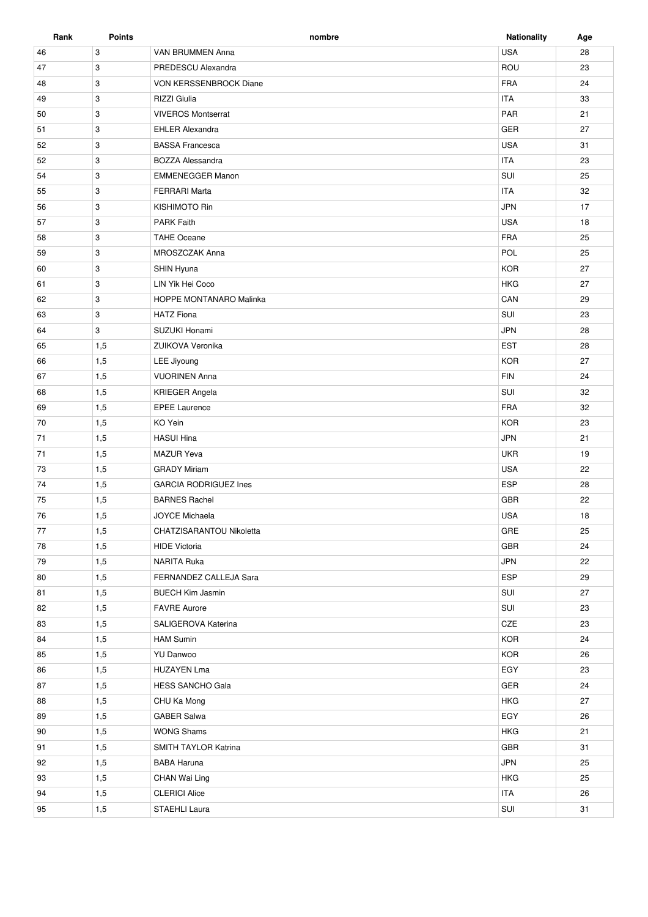| Rank | Points | nombre | Nationality | Age |
|---|---|---|---|---|
| 46 | 3 | VAN BRUMMEN Anna | USA | 28 |
| 47 | 3 | PREDESCU Alexandra | ROU | 23 |
| 48 | 3 | VON KERSSENBROCK Diane | FRA | 24 |
| 49 | 3 | RIZZI Giulia | ITA | 33 |
| 50 | 3 | VIVEROS Montserrat | PAR | 21 |
| 51 | 3 | EHLER Alexandra | GER | 27 |
| 52 | 3 | BASSA Francesca | USA | 31 |
| 52 | 3 | BOZZA Alessandra | ITA | 23 |
| 54 | 3 | EMMENEGGER Manon | SUI | 25 |
| 55 | 3 | FERRARI Marta | ITA | 32 |
| 56 | 3 | KISHIMOTO Rin | JPN | 17 |
| 57 | 3 | PARK Faith | USA | 18 |
| 58 | 3 | TAHE Oceane | FRA | 25 |
| 59 | 3 | MROSZCZAK Anna | POL | 25 |
| 60 | 3 | SHIN Hyuna | KOR | 27 |
| 61 | 3 | LIN Yik Hei Coco | HKG | 27 |
| 62 | 3 | HOPPE MONTANARO Malinka | CAN | 29 |
| 63 | 3 | HATZ Fiona | SUI | 23 |
| 64 | 3 | SUZUKI Honami | JPN | 28 |
| 65 | 1,5 | ZUIKOVA Veronika | EST | 28 |
| 66 | 1,5 | LEE Jiyoung | KOR | 27 |
| 67 | 1,5 | VUORINEN Anna | FIN | 24 |
| 68 | 1,5 | KRIEGER Angela | SUI | 32 |
| 69 | 1,5 | EPEE Laurence | FRA | 32 |
| 70 | 1,5 | KO Yein | KOR | 23 |
| 71 | 1,5 | HASUI Hina | JPN | 21 |
| 71 | 1,5 | MAZUR Yeva | UKR | 19 |
| 73 | 1,5 | GRADY Miriam | USA | 22 |
| 74 | 1,5 | GARCIA RODRIGUEZ Ines | ESP | 28 |
| 75 | 1,5 | BARNES Rachel | GBR | 22 |
| 76 | 1,5 | JOYCE Michaela | USA | 18 |
| 77 | 1,5 | CHATZISARANTOU Nikoletta | GRE | 25 |
| 78 | 1,5 | HIDE Victoria | GBR | 24 |
| 79 | 1,5 | NARITA Ruka | JPN | 22 |
| 80 | 1,5 | FERNANDEZ CALLEJA Sara | ESP | 29 |
| 81 | 1,5 | BUECH Kim Jasmin | SUI | 27 |
| 82 | 1,5 | FAVRE Aurore | SUI | 23 |
| 83 | 1,5 | SALIGEROVA Katerina | CZE | 23 |
| 84 | 1,5 | HAM Sumin | KOR | 24 |
| 85 | 1,5 | YU Danwoo | KOR | 26 |
| 86 | 1,5 | HUZAYEN Lma | EGY | 23 |
| 87 | 1,5 | HESS SANCHO Gala | GER | 24 |
| 88 | 1,5 | CHU Ka Mong | HKG | 27 |
| 89 | 1,5 | GABER Salwa | EGY | 26 |
| 90 | 1,5 | WONG Shams | HKG | 21 |
| 91 | 1,5 | SMITH TAYLOR Katrina | GBR | 31 |
| 92 | 1,5 | BABA Haruna | JPN | 25 |
| 93 | 1,5 | CHAN Wai Ling | HKG | 25 |
| 94 | 1,5 | CLERICI Alice | ITA | 26 |
| 95 | 1,5 | STAEHLI Laura | SUI | 31 |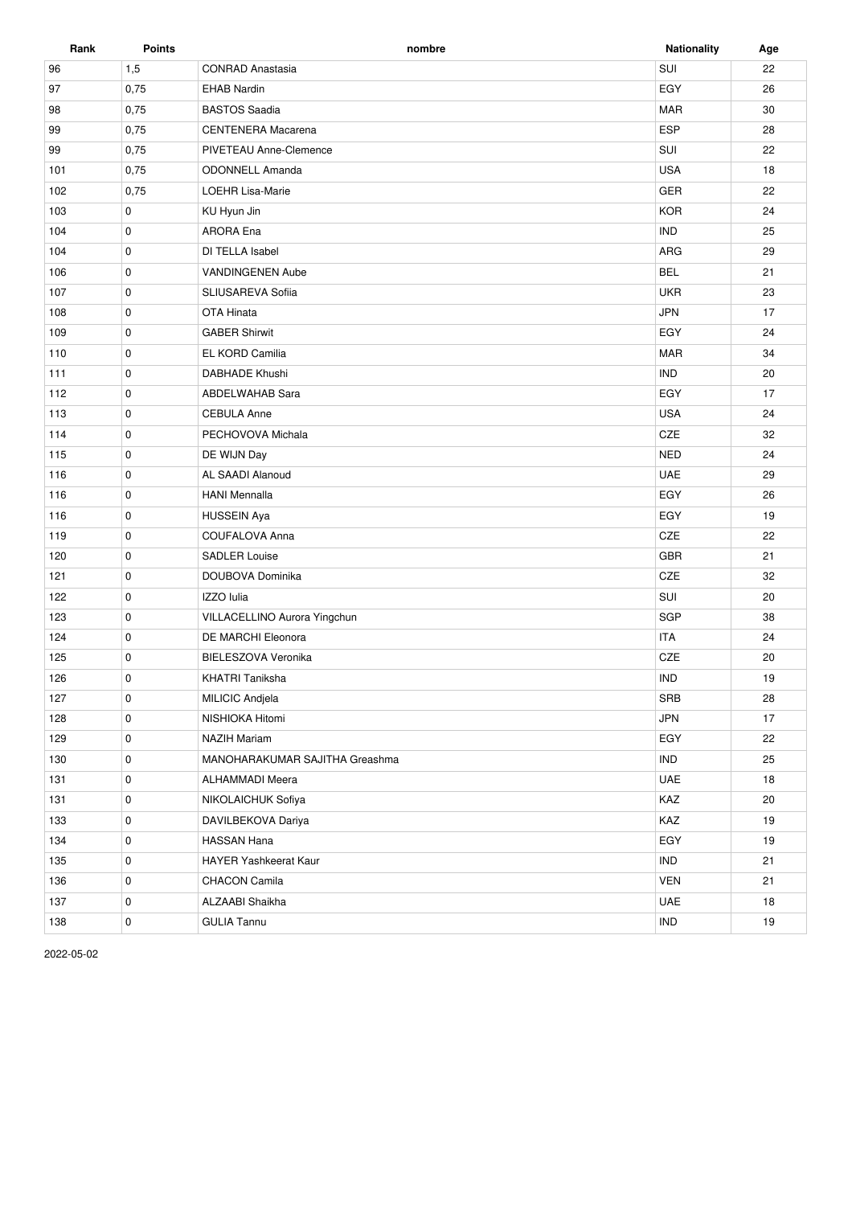| Rank | Points | nombre | Nationality | Age |
|---|---|---|---|---|
| 96 | 1,5 | CONRAD Anastasia | SUI | 22 |
| 97 | 0,75 | EHAB Nardin | EGY | 26 |
| 98 | 0,75 | BASTOS Saadia | MAR | 30 |
| 99 | 0,75 | CENTENERA Macarena | ESP | 28 |
| 99 | 0,75 | PIVETEAU Anne-Clemence | SUI | 22 |
| 101 | 0,75 | ODONNELL Amanda | USA | 18 |
| 102 | 0,75 | LOEHR Lisa-Marie | GER | 22 |
| 103 | 0 | KU Hyun Jin | KOR | 24 |
| 104 | 0 | ARORA Ena | IND | 25 |
| 104 | 0 | DI TELLA Isabel | ARG | 29 |
| 106 | 0 | VANDINGENEN Aube | BEL | 21 |
| 107 | 0 | SLIUSAREVA Sofiia | UKR | 23 |
| 108 | 0 | OTA Hinata | JPN | 17 |
| 109 | 0 | GABER Shirwit | EGY | 24 |
| 110 | 0 | EL KORD Camilia | MAR | 34 |
| 111 | 0 | DABHADE Khushi | IND | 20 |
| 112 | 0 | ABDELWAHAB Sara | EGY | 17 |
| 113 | 0 | CEBULA Anne | USA | 24 |
| 114 | 0 | PECHOVOVA Michala | CZE | 32 |
| 115 | 0 | DE WIJN Day | NED | 24 |
| 116 | 0 | AL SAADI Alanoud | UAE | 29 |
| 116 | 0 | HANI Mennalla | EGY | 26 |
| 116 | 0 | HUSSEIN Aya | EGY | 19 |
| 119 | 0 | COUFALOVA Anna | CZE | 22 |
| 120 | 0 | SADLER Louise | GBR | 21 |
| 121 | 0 | DOUBOVA Dominika | CZE | 32 |
| 122 | 0 | IZZO Iulia | SUI | 20 |
| 123 | 0 | VILLACELLINO Aurora Yingchun | SGP | 38 |
| 124 | 0 | DE MARCHI Eleonora | ITA | 24 |
| 125 | 0 | BIELESZOVA Veronika | CZE | 20 |
| 126 | 0 | KHATRI Taniksha | IND | 19 |
| 127 | 0 | MILICIC Andjela | SRB | 28 |
| 128 | 0 | NISHIOKA Hitomi | JPN | 17 |
| 129 | 0 | NAZIH Mariam | EGY | 22 |
| 130 | 0 | MANOHARAKUMAR SAJITHA Greashma | IND | 25 |
| 131 | 0 | ALHAMMADI Meera | UAE | 18 |
| 131 | 0 | NIKOLAICHUK Sofiya | KAZ | 20 |
| 133 | 0 | DAVILBEKOVA Dariya | KAZ | 19 |
| 134 | 0 | HASSAN Hana | EGY | 19 |
| 135 | 0 | HAYER Yashkeerat Kaur | IND | 21 |
| 136 | 0 | CHACON Camila | VEN | 21 |
| 137 | 0 | ALZAABI Shaikha | UAE | 18 |
| 138 | 0 | GULIA Tannu | IND | 19 |

2022-05-02